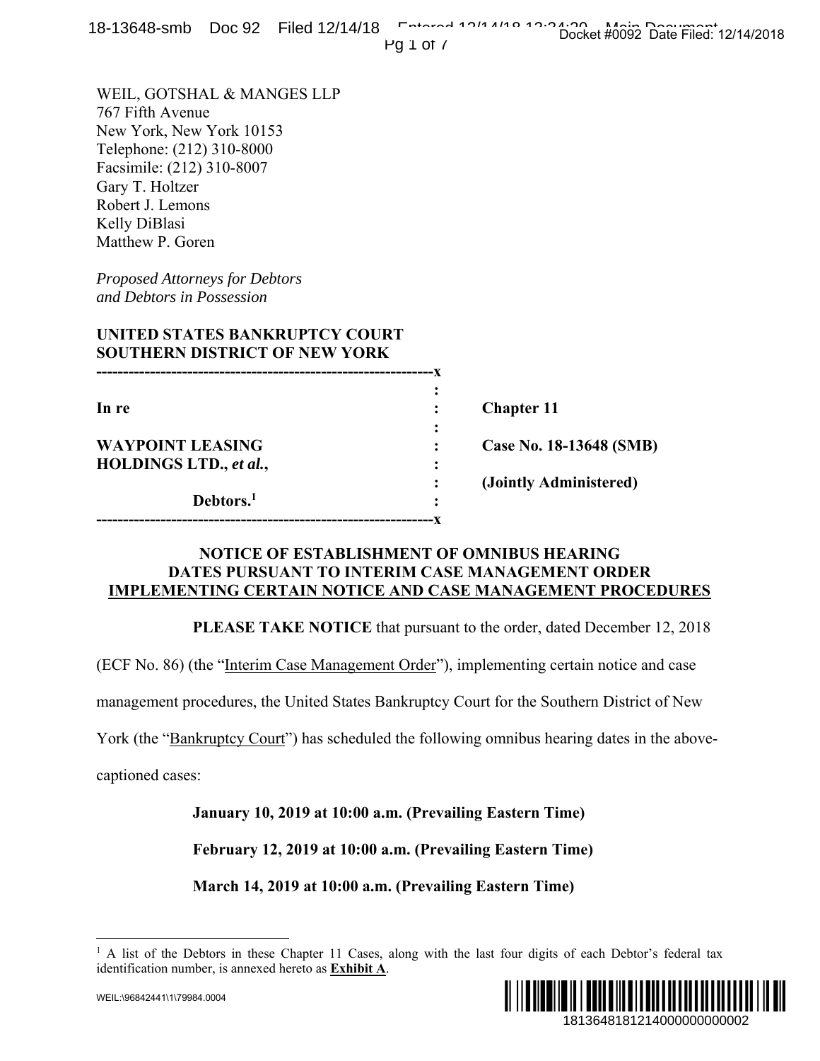WEIL, GOTSHAL & MANGES LLP
767 Fifth Avenue
New York, New York 10153
Telephone: (212) 310-8000
Facsimile: (212) 310-8007
Gary T. Holtzer
Robert J. Lemons
Kelly DiBlasi
Matthew P. Goren

*Proposed Attorneys for Debtors and Debtors in Possession*

**UNITED STATES BANKRUPTCY COURT**
**SOUTHERN DISTRICT OF NEW YORK**

| | | |
|---|---|---|
| **In re** | : | **Chapter 11** |
| **WAYPOINT LEASING HOLDINGS LTD.,** ***et al.*****,** | : | **Case No. 18-13648 (SMB)** |
| | : | **(Jointly Administered)** |
| **Debtors.**[1] | : | |

## NOTICE OF ESTABLISHMENT OF OMNIBUS HEARING DATES PURSUANT TO INTERIM CASE MANAGEMENT ORDER IMPLEMENTING CERTAIN NOTICE AND CASE MANAGEMENT PROCEDURES

**PLEASE TAKE NOTICE** that pursuant to the order, dated December 12, 2018 (ECF No. 86) (the "Interim Case Management Order"), implementing certain notice and case management procedures, the United States Bankruptcy Court for the Southern District of New York (the "Bankruptcy Court") has scheduled the following omnibus hearing dates in the above-captioned cases:

**January 10, 2019 at 10:00 a.m. (Prevailing Eastern Time)**

**February 12, 2019 at 10:00 a.m. (Prevailing Eastern Time)**

**March 14, 2019 at 10:00 a.m. (Prevailing Eastern Time)**

---

[1] A list of the Debtors in these Chapter 11 Cases, along with the last four digits of each Debtor's federal tax identification number, is annexed hereto as **Exhibit A**.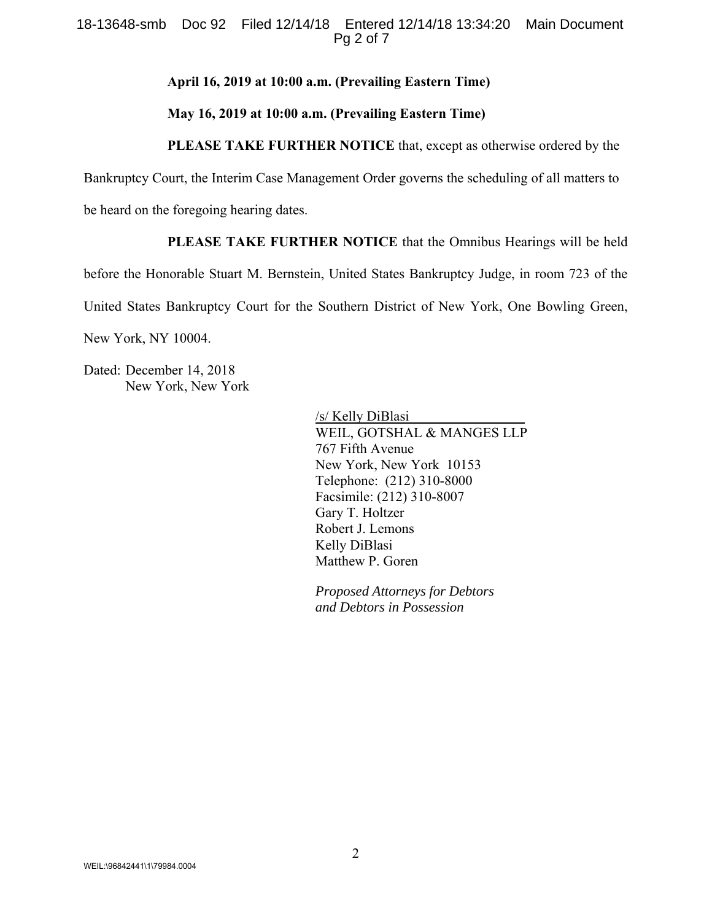**April 16, 2019 at 10:00 a.m. (Prevailing Eastern Time)**

**May 16, 2019 at 10:00 a.m. (Prevailing Eastern Time)**

**PLEASE TAKE FURTHER NOTICE** that, except as otherwise ordered by the Bankruptcy Court, the Interim Case Management Order governs the scheduling of all matters to be heard on the foregoing hearing dates.

**PLEASE TAKE FURTHER NOTICE** that the Omnibus Hearings will be held before the Honorable Stuart M. Bernstein, United States Bankruptcy Judge, in room 723 of the United States Bankruptcy Court for the Southern District of New York, One Bowling Green, New York, NY 10004.

Dated: December 14, 2018
New York, New York

/s/ Kelly DiBlasi
WEIL, GOTSHAL & MANGES LLP
767 Fifth Avenue
New York, New York 10153
Telephone: (212) 310-8000
Facsimile: (212) 310-8007
Gary T. Holtzer
Robert J. Lemons
Kelly DiBlasi
Matthew P. Goren

*Proposed Attorneys for Debtors and Debtors in Possession*

WEIL:\96842441\1\79984.0004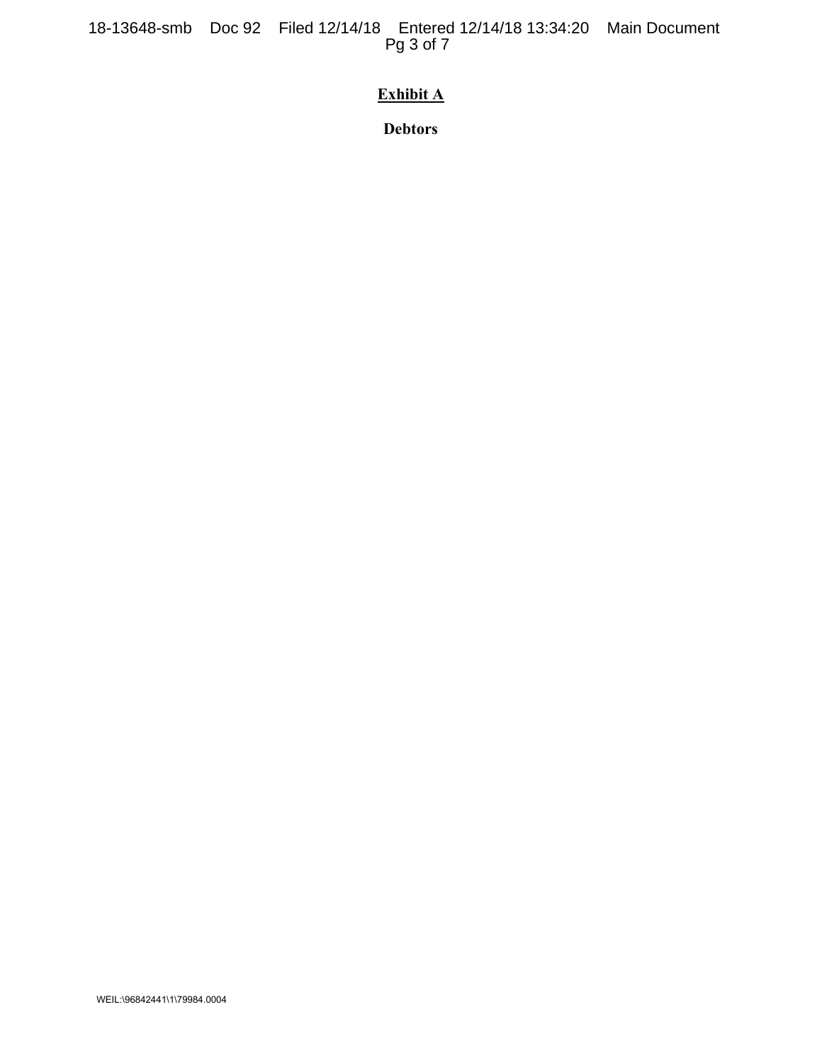**Exhibit A**

**Debtors**

WEIL:\96842441\1\79984.0004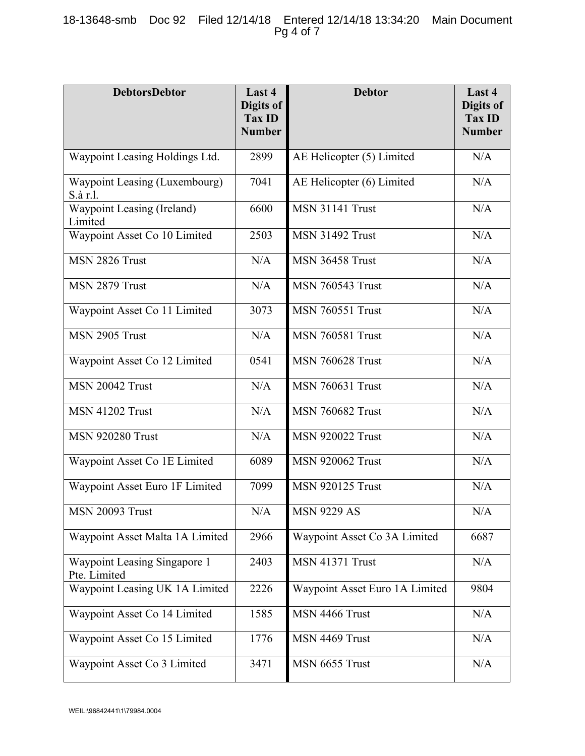| DebtorsDebtor | Last 4 Digits of Tax ID Number | Debtor | Last 4 Digits of Tax ID Number |
|---|---|---|---|
| Waypoint Leasing Holdings Ltd. | 2899 | AE Helicopter (5) Limited | N/A |
| Waypoint Leasing (Luxembourg) S.à r.l. | 7041 | AE Helicopter (6) Limited | N/A |
| Waypoint Leasing (Ireland) Limited | 6600 | MSN 31141 Trust | N/A |
| Waypoint Asset Co 10 Limited | 2503 | MSN 31492 Trust | N/A |
| MSN 2826 Trust | N/A | MSN 36458 Trust | N/A |
| MSN 2879 Trust | N/A | MSN 760543 Trust | N/A |
| Waypoint Asset Co 11 Limited | 3073 | MSN 760551 Trust | N/A |
| MSN 2905 Trust | N/A | MSN 760581 Trust | N/A |
| Waypoint Asset Co 12 Limited | 0541 | MSN 760628 Trust | N/A |
| MSN 20042 Trust | N/A | MSN 760631 Trust | N/A |
| MSN 41202 Trust | N/A | MSN 760682 Trust | N/A |
| MSN 920280 Trust | N/A | MSN 920022 Trust | N/A |
| Waypoint Asset Co 1E Limited | 6089 | MSN 920062 Trust | N/A |
| Waypoint Asset Euro 1F Limited | 7099 | MSN 920125 Trust | N/A |
| MSN 20093 Trust | N/A | MSN 9229 AS | N/A |
| Waypoint Asset Malta 1A Limited | 2966 | Waypoint Asset Co 3A Limited | 6687 |
| Waypoint Leasing Singapore 1 Pte. Limited | 2403 | MSN 41371 Trust | N/A |
| Waypoint Leasing UK 1A Limited | 2226 | Waypoint Asset Euro 1A Limited | 9804 |
| Waypoint Asset Co 14 Limited | 1585 | MSN 4466 Trust | N/A |
| Waypoint Asset Co 15 Limited | 1776 | MSN 4469 Trust | N/A |
| Waypoint Asset Co 3 Limited | 3471 | MSN 6655 Trust | N/A |

WEIL:\96842441\1\79984.0004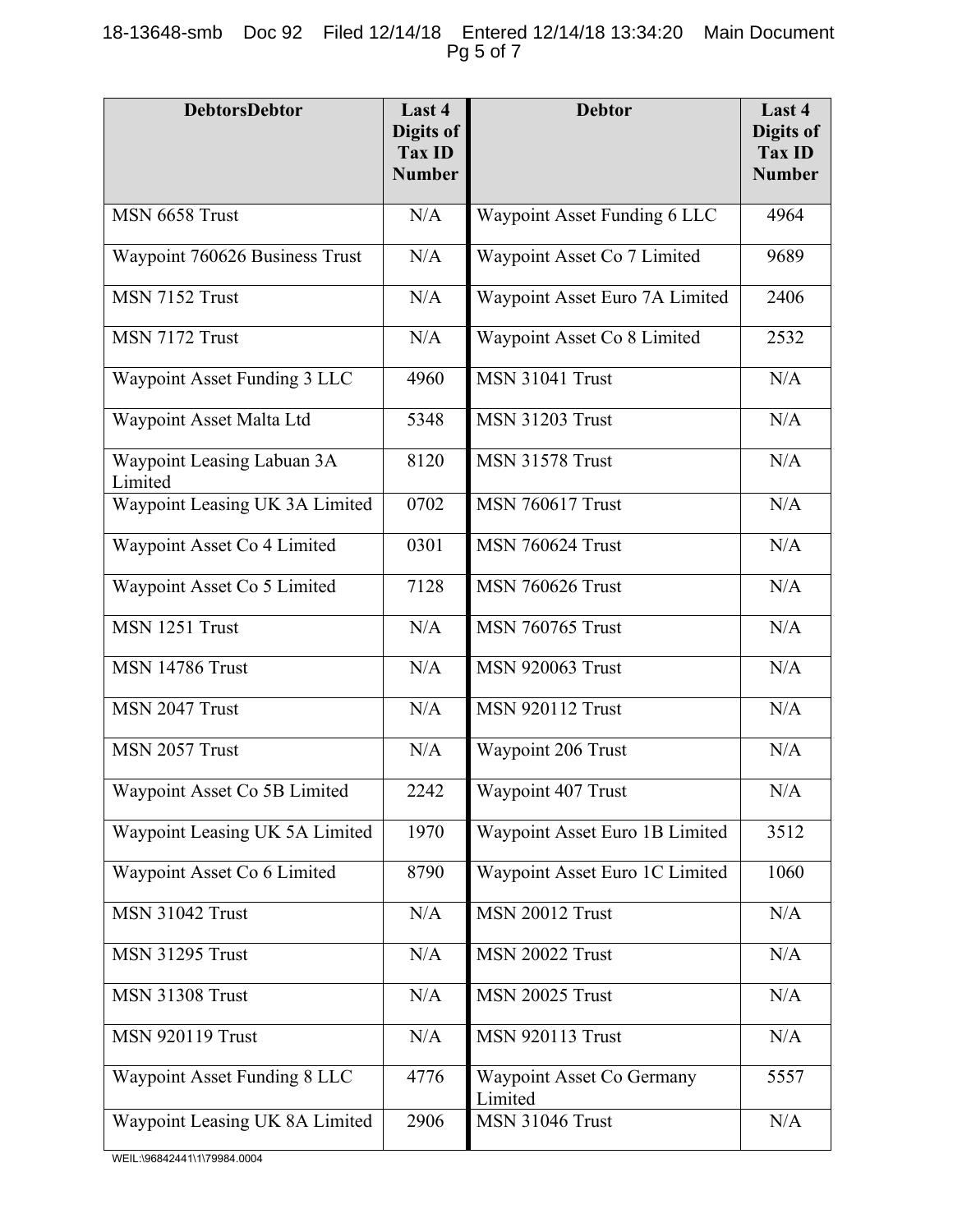| DebtorsDebtor | Last 4 Digits of Tax ID Number | Debtor | Last 4 Digits of Tax ID Number |
|---|---|---|---|
| MSN 6658 Trust | N/A | Waypoint Asset Funding 6 LLC | 4964 |
| Waypoint 760626 Business Trust | N/A | Waypoint Asset Co 7 Limited | 9689 |
| MSN 7152 Trust | N/A | Waypoint Asset Euro 7A Limited | 2406 |
| MSN 7172 Trust | N/A | Waypoint Asset Co 8 Limited | 2532 |
| Waypoint Asset Funding 3 LLC | 4960 | MSN 31041 Trust | N/A |
| Waypoint Asset Malta Ltd | 5348 | MSN 31203 Trust | N/A |
| Waypoint Leasing Labuan 3A Limited | 8120 | MSN 31578 Trust | N/A |
| Waypoint Leasing UK 3A Limited | 0702 | MSN 760617 Trust | N/A |
| Waypoint Asset Co 4 Limited | 0301 | MSN 760624 Trust | N/A |
| Waypoint Asset Co 5 Limited | 7128 | MSN 760626 Trust | N/A |
| MSN 1251 Trust | N/A | MSN 760765 Trust | N/A |
| MSN 14786 Trust | N/A | MSN 920063 Trust | N/A |
| MSN 2047 Trust | N/A | MSN 920112 Trust | N/A |
| MSN 2057 Trust | N/A | Waypoint 206 Trust | N/A |
| Waypoint Asset Co 5B Limited | 2242 | Waypoint 407 Trust | N/A |
| Waypoint Leasing UK 5A Limited | 1970 | Waypoint Asset Euro 1B Limited | 3512 |
| Waypoint Asset Co 6 Limited | 8790 | Waypoint Asset Euro 1C Limited | 1060 |
| MSN 31042 Trust | N/A | MSN 20012 Trust | N/A |
| MSN 31295 Trust | N/A | MSN 20022 Trust | N/A |
| MSN 31308 Trust | N/A | MSN 20025 Trust | N/A |
| MSN 920119 Trust | N/A | MSN 920113 Trust | N/A |
| Waypoint Asset Funding 8 LLC | 4776 | Waypoint Asset Co Germany Limited | 5557 |
| Waypoint Leasing UK 8A Limited | 2906 | MSN 31046 Trust | N/A |

WEIL:\96842441\1\79984.0004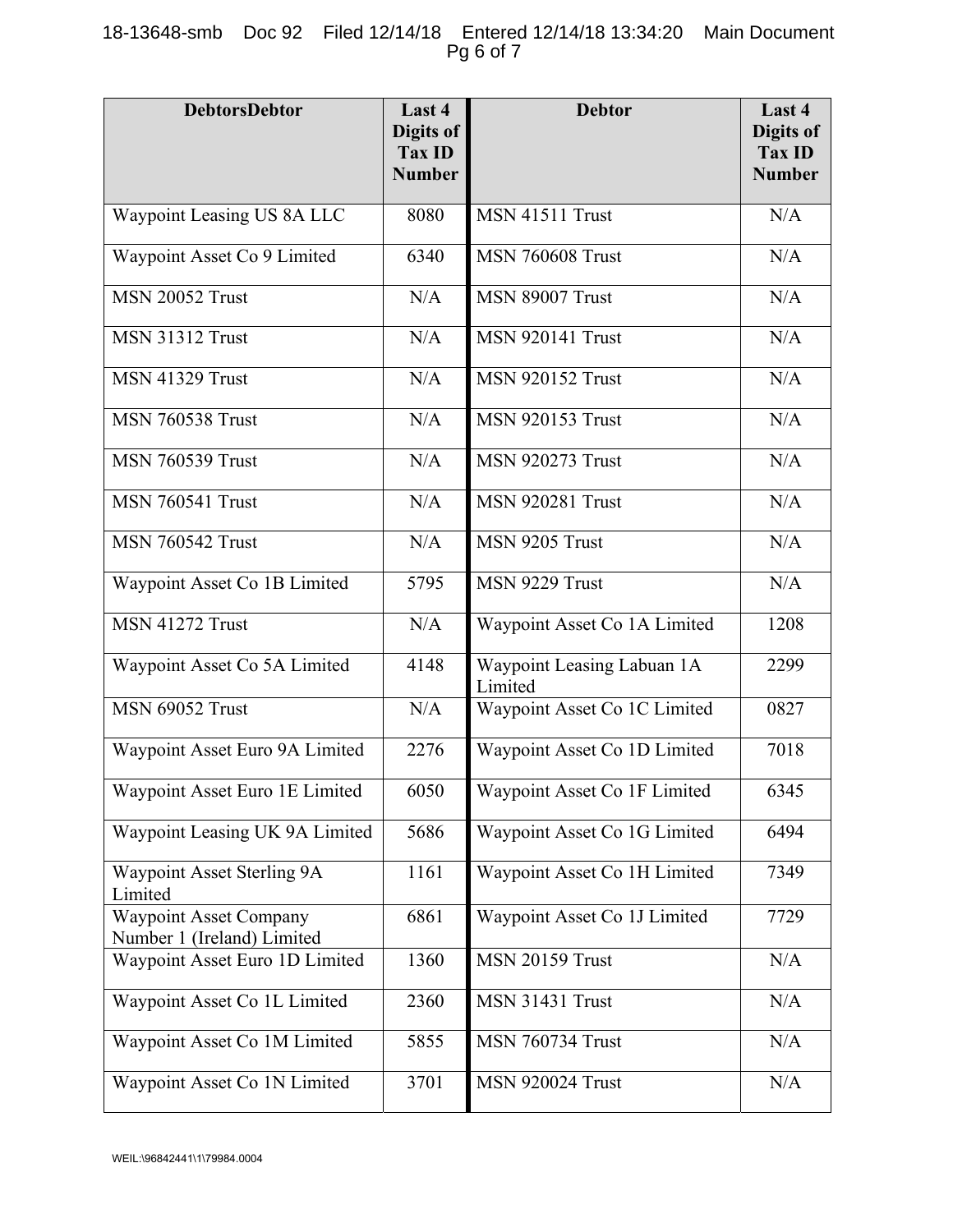| DebtorsDebtor | Last 4 Digits of Tax ID Number | Debtor | Last 4 Digits of Tax ID Number |
|---|---|---|---|
| Waypoint Leasing US 8A LLC | 8080 | MSN 41511 Trust | N/A |
| Waypoint Asset Co 9 Limited | 6340 | MSN 760608 Trust | N/A |
| MSN 20052 Trust | N/A | MSN 89007 Trust | N/A |
| MSN 31312 Trust | N/A | MSN 920141 Trust | N/A |
| MSN 41329 Trust | N/A | MSN 920152 Trust | N/A |
| MSN 760538 Trust | N/A | MSN 920153 Trust | N/A |
| MSN 760539 Trust | N/A | MSN 920273 Trust | N/A |
| MSN 760541 Trust | N/A | MSN 920281 Trust | N/A |
| MSN 760542 Trust | N/A | MSN 9205 Trust | N/A |
| Waypoint Asset Co 1B Limited | 5795 | MSN 9229 Trust | N/A |
| MSN 41272 Trust | N/A | Waypoint Asset Co 1A Limited | 1208 |
| Waypoint Asset Co 5A Limited | 4148 | Waypoint Leasing Labuan 1A Limited | 2299 |
| MSN 69052 Trust | N/A | Waypoint Asset Co 1C Limited | 0827 |
| Waypoint Asset Euro 9A Limited | 2276 | Waypoint Asset Co 1D Limited | 7018 |
| Waypoint Asset Euro 1E Limited | 6050 | Waypoint Asset Co 1F Limited | 6345 |
| Waypoint Leasing UK 9A Limited | 5686 | Waypoint Asset Co 1G Limited | 6494 |
| Waypoint Asset Sterling 9A Limited | 1161 | Waypoint Asset Co 1H Limited | 7349 |
| Waypoint Asset Company Number 1 (Ireland) Limited | 6861 | Waypoint Asset Co 1J Limited | 7729 |
| Waypoint Asset Euro 1D Limited | 1360 | MSN 20159 Trust | N/A |
| Waypoint Asset Co 1L Limited | 2360 | MSN 31431 Trust | N/A |
| Waypoint Asset Co 1M Limited | 5855 | MSN 760734 Trust | N/A |
| Waypoint Asset Co 1N Limited | 3701 | MSN 920024 Trust | N/A |

WEIL:\96842441\1\79984.0004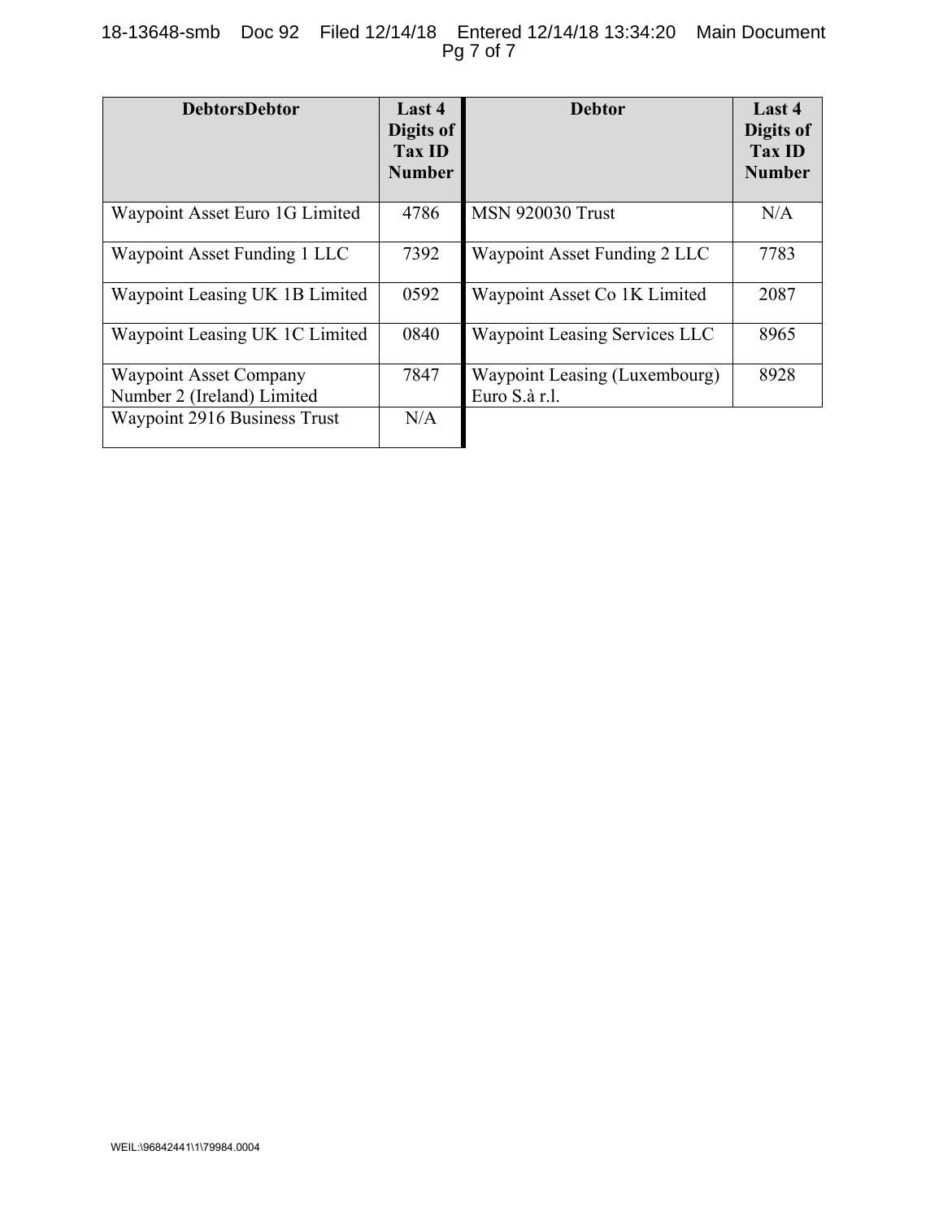| DebtorsDebtor | Last 4 Digits of Tax ID Number | Debtor | Last 4 Digits of Tax ID Number |
|---|---|---|---|
| Waypoint Asset Euro 1G Limited | 4786 | MSN 920030 Trust | N/A |
| Waypoint Asset Funding 1 LLC | 7392 | Waypoint Asset Funding 2 LLC | 7783 |
| Waypoint Leasing UK 1B Limited | 0592 | Waypoint Asset Co 1K Limited | 2087 |
| Waypoint Leasing UK 1C Limited | 0840 | Waypoint Leasing Services LLC | 8965 |
| Waypoint Asset Company Number 2 (Ireland) Limited | 7847 | Waypoint Leasing (Luxembourg) Euro S.à r.l. | 8928 |
| Waypoint 2916 Business Trust | N/A | | |

WEIL:\96842441\1\79984.0004